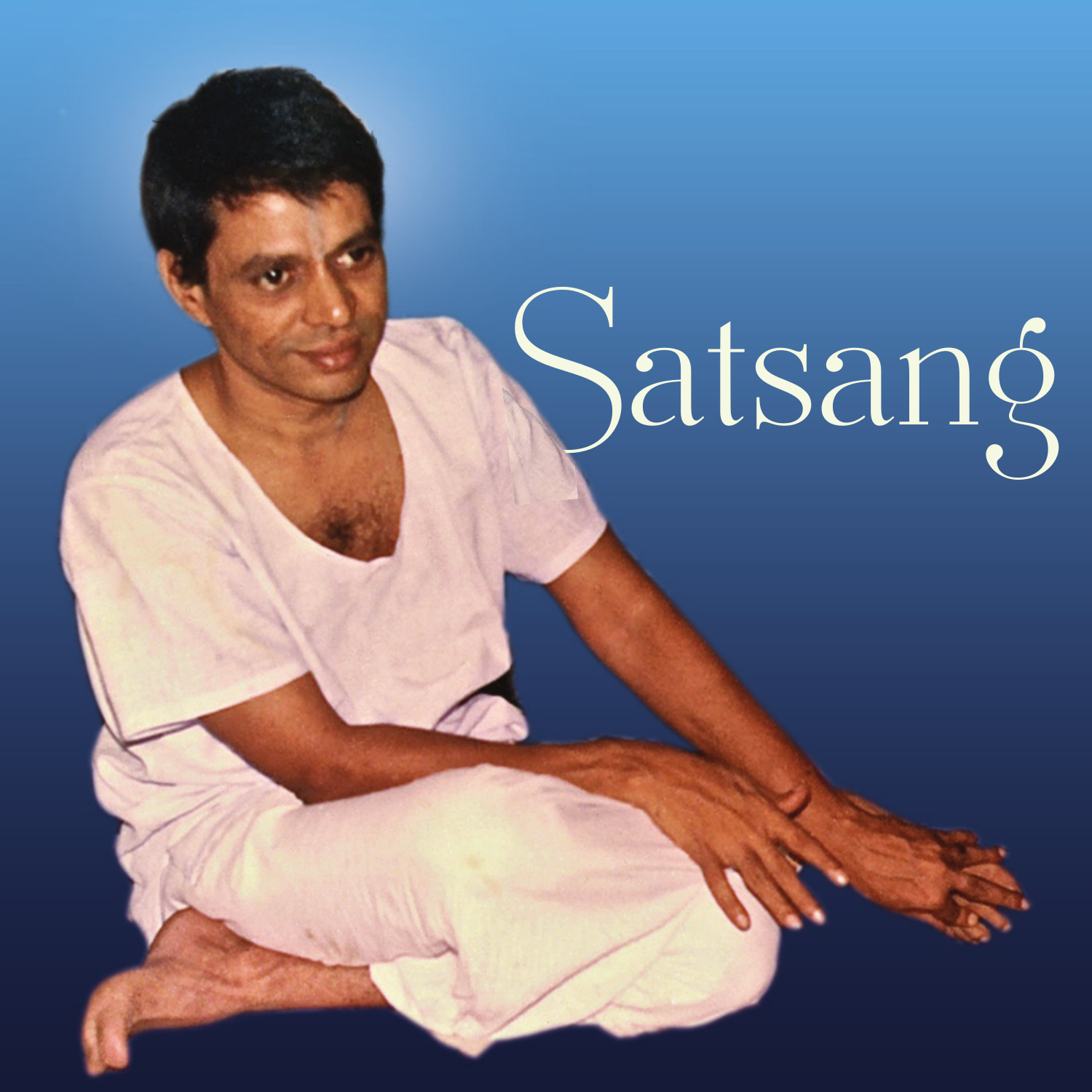# Satsang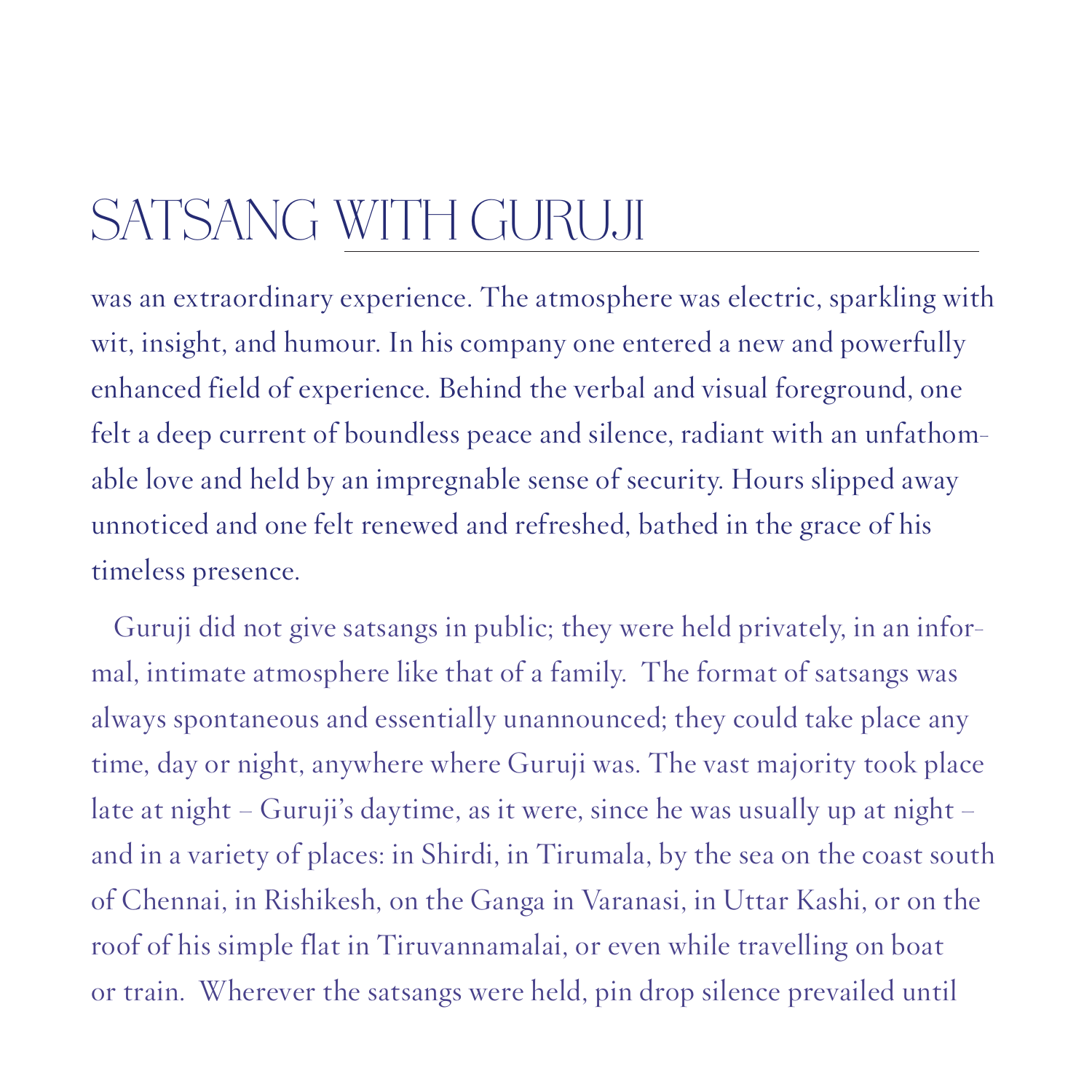# SATSANG WITH GURUJI

was an extraordinary experience. The atmosphere was electric, sparkling with wit, insight, and humour. In his company one entered a new and powerfully enhanced field of experience. Behind the verbal and visual foreground, one felt a deep current of boundless peace and silence, radiant with an unfathomable love and held by an impregnable sense of security. Hours slipped away unnoticed and one felt renewed and refreshed, bathed in the grace of his timeless presence.

Guruji did not give satsangs in public; they were held privately, in an informal, intimate atmosphere like that of a family. The format of satsangs was always spontaneous and essentially unannounced; they could take place any time, day or night, anywhere where Guruji was. The vast majority took place late at night – Guruji's daytime, as it were, since he was usually up at night – and in a variety of places: in Shirdi, in Tirumala, by the sea on the coast south of Chennai, in Rishikesh, on the Ganga in Varanasi, in Uttar Kashi, or on the roof of his simple flat in Tiruvannamalai, or even while travelling on boat or train. Wherever the satsangs were held, pin drop silence prevailed until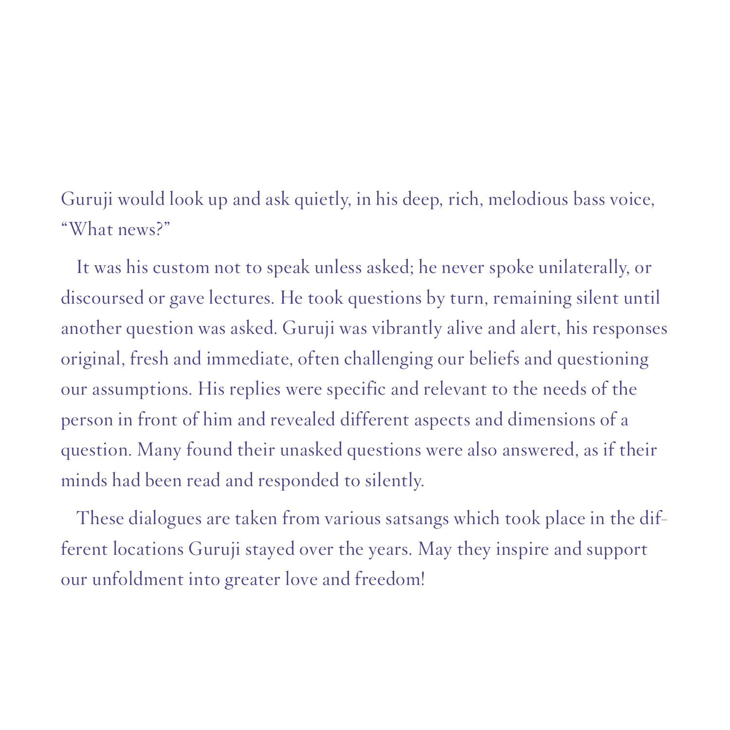Guruji would look up and ask quietly, in his deep, rich, melodious bass voice, "What news?"

It was his custom not to speak unless asked; he never spoke unilaterally, or discoursed or gave lectures. He took questions by turn, remaining silent until another question was asked. Guruji was vibrantly alive and alert, his responses original, fresh and immediate, often challenging our beliefs and questioning our assumptions. His replies were specific and relevant to the needs of the person in front of him and revealed different aspects and dimensions of a question. Many found their unasked questions were also answered, as if their minds had been read and responded to silently.

These dialogues are taken from various satsangs which took place in the different locations Guruji stayed over the years. May they inspire and support our unfoldment into greater love and freedom!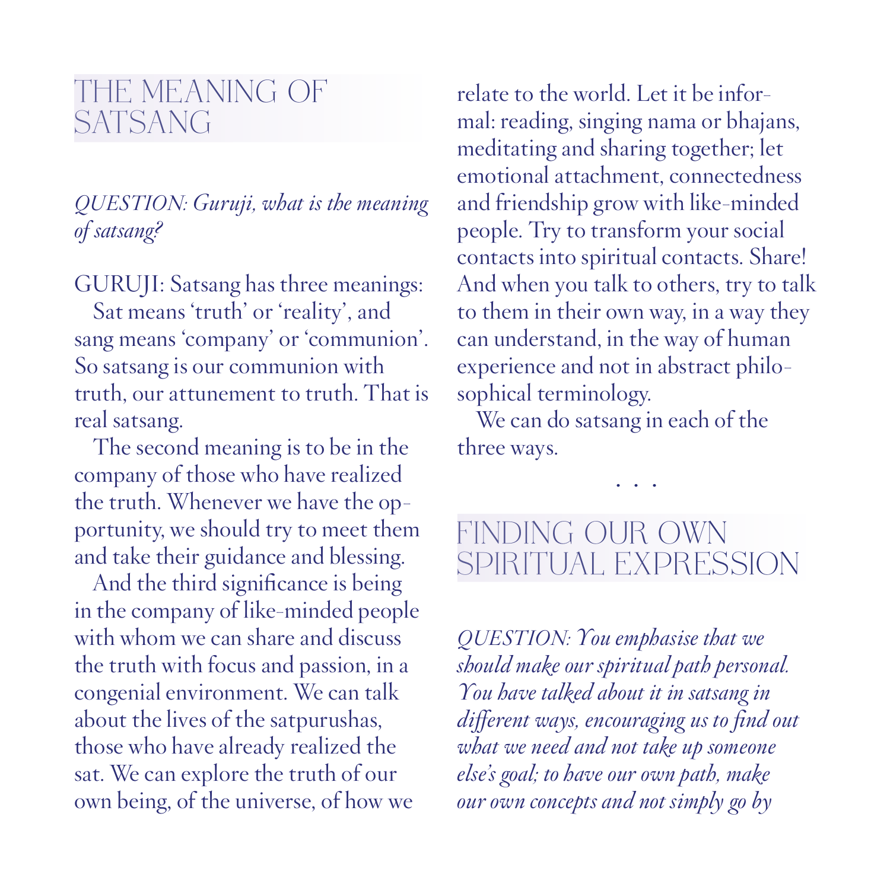## THE MEANING OF SATSANG

*QUESTION: Guruji, what is the meaning of satsang?*

GURUJI: Satsang has three meanings:

Sat means 'truth' or 'reality', and sang means 'company' or 'communion'. So satsang is our communion with truth, our attunement to truth. That is real satsang.

The second meaning is to be in the company of those who have realized the truth. Whenever we have the opportunity, we should try to meet them and take their guidance and blessing.

And the third significance is being in the company of like-minded people with whom we can share and discuss the truth with focus and passion, in a congenial environment. We can talk about the lives of the satpurushas, those who have already realized the sat. We can explore the truth of our own being, of the universe, of how we relate to the world. Let it be informal: reading, singing nama or bhajans, meditating and sharing together; let emotional attachment, connectedness and friendship grow with like-minded people. Try to transform your social contacts into spiritual contacts. Share! And when you talk to others, try to talk to them in their own way, in a way they can understand, in the way of human experience and not in abstract philosophical terminology.

We can do satsang in each of the three ways.

. . .

## FINDING OUR OWN SPIRITUAL EXPRESSION

*QUESTION: You emphasise that we should make our spiritual path personal. You have talked about it in satsang in different ways, encouraging us to find out what we need and not take up someone else's goal; to have our own path, make our own concepts and not simply go by*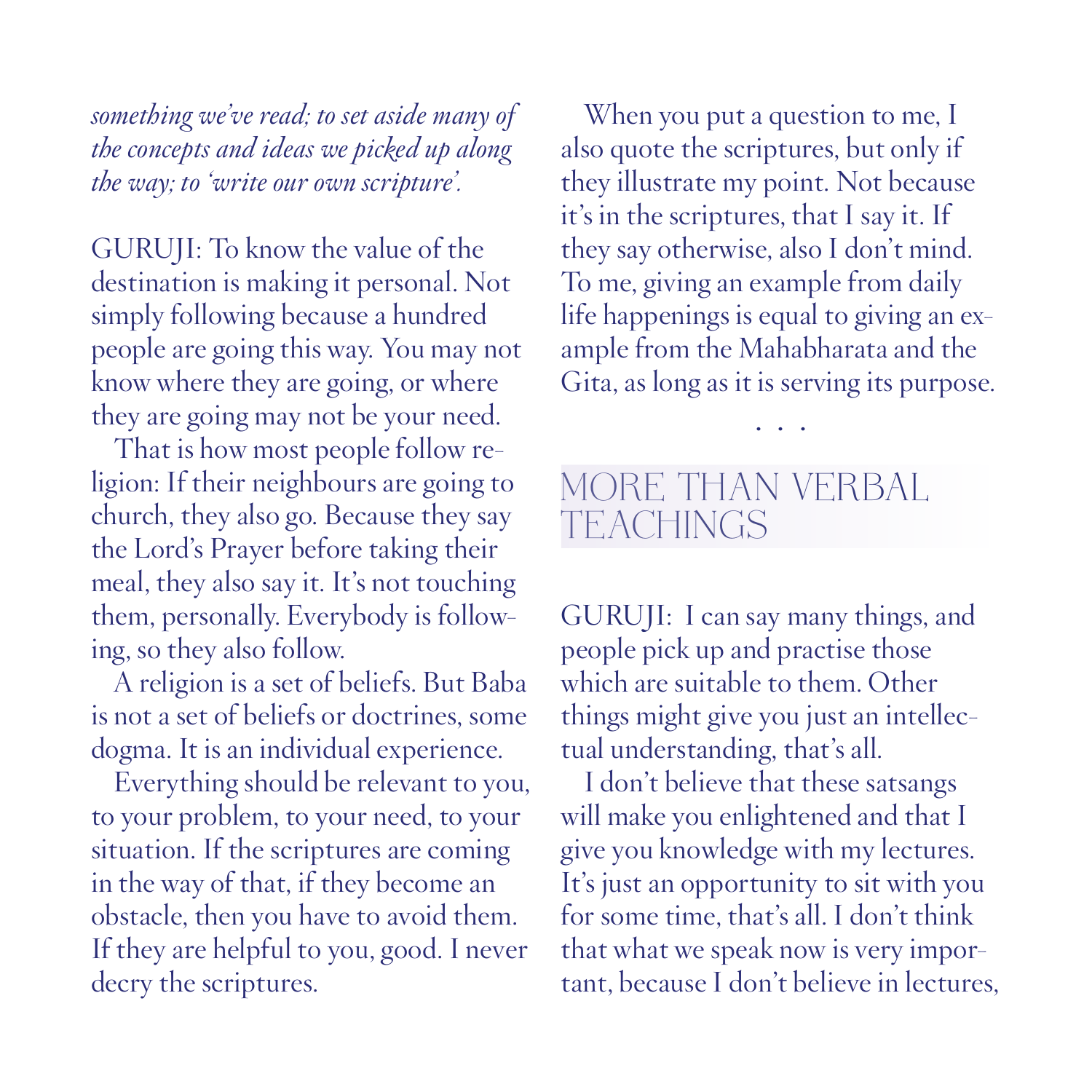*something we've read; to set aside many of the concepts and ideas we picked up along the way; to 'write our own scripture'.*

GURUJI: To know the value of the destination is making it personal. Not simply following because a hundred people are going this way. You may not know where they are going, or where they are going may not be your need.

That is how most people follow religion: If their neighbours are going to church, they also go. Because they say the Lord's Prayer before taking their meal, they also say it. It's not touching them, personally. Everybody is following, so they also follow.

A religion is a set of beliefs. But Baba is not a set of beliefs or doctrines, some dogma. It is an individual experience.

Everything should be relevant to you, to your problem, to your need, to your situation. If the scriptures are coming in the way of that, if they become an obstacle, then you have to avoid them. If they are helpful to you, good. I never decry the scriptures.

When you put a question to me, I also quote the scriptures, but only if they illustrate my point. Not because it's in the scriptures, that I say it. If they say otherwise, also I don't mind. To me, giving an example from daily life happenings is equal to giving an example from the Mahabharata and the Gita, as long as it is serving its purpose.

. . .

## MORE THAN VERBAL TEACHINGS

GURUJI: I can say many things, and people pick up and practise those which are suitable to them. Other things might give you just an intellectual understanding, that's all.

I don't believe that these satsangs will make you enlightened and that I give you knowledge with my lectures. It's just an opportunity to sit with you for some time, that's all. I don't think that what we speak now is very important, because I don't believe in lectures,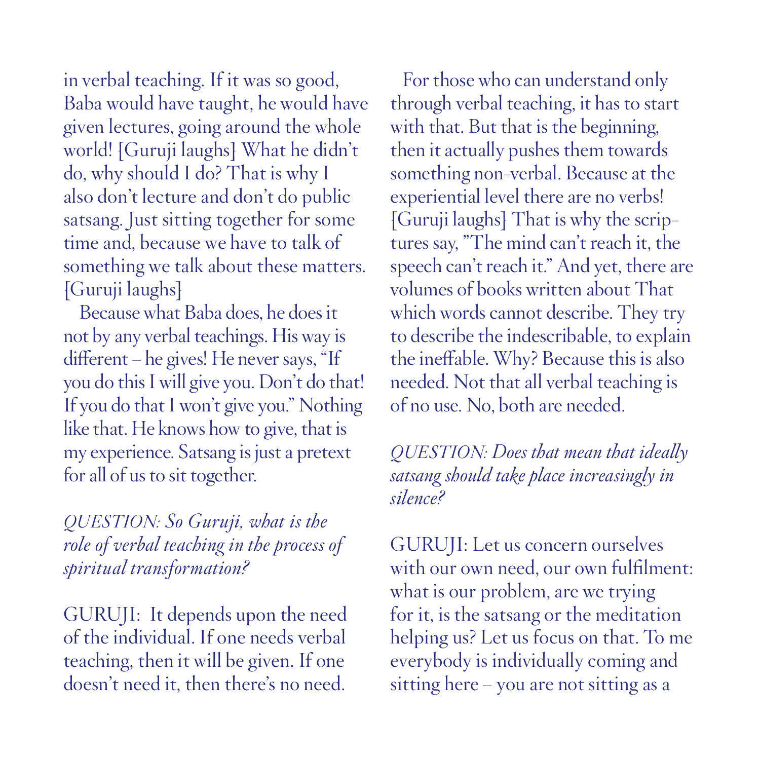in verbal teaching. If it was so good, Baba would have taught, he would have given lectures, going around the whole world! [Guruji laughs] What he didn't do, why should I do? That is why I also don't lecture and don't do public satsang. Just sitting together for some time and, because we have to talk of something we talk about these matters. [Guruji laughs]

Because what Baba does, he does it not by any verbal teachings. His way is different – he gives! He never says, "If you do this I will give you. Don't do that! If you do that I won't give you." Nothing like that. He knows how to give, that is my experience. Satsang is just a pretext for all of us to sit together.

*QUESTION: So Guruji, what is the role of verbal teaching in the process of spiritual transformation?*

GURUJI: It depends upon the need of the individual. If one needs verbal teaching, then it will be given. If one doesn't need it, then there's no need.

For those who can understand only through verbal teaching, it has to start with that. But that is the beginning, then it actually pushes them towards something non-verbal. Because at the experiential level there are no verbs! [Guruji laughs] That is why the scriptures say, "The mind can't reach it, the speech can't reach it." And yet, there are volumes of books written about That which words cannot describe. They try to describe the indescribable, to explain the ineffable. Why? Because this is also needed. Not that all verbal teaching is of no use. No, both are needed.

*QUESTION: Does that mean that ideally satsang should take place increasingly in silence?*

GURUJI: Let us concern ourselves with our own need, our own fulfilment: what is our problem, are we trying for it, is the satsang or the meditation helping us? Let us focus on that. To me everybody is individually coming and sitting here – you are not sitting as a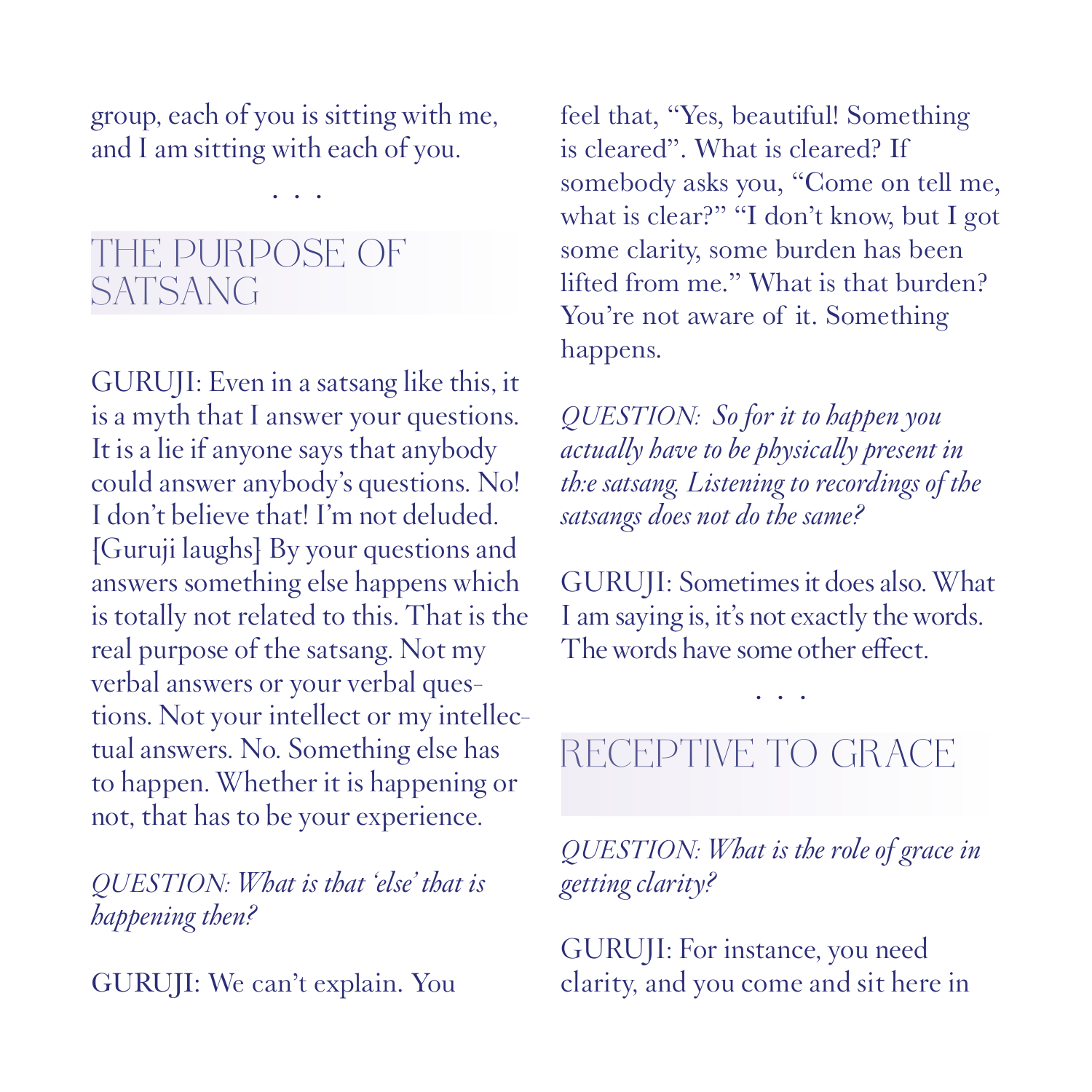group, each of you is sitting with me, and I am sitting with each of you.

. . .

## THE PURPOSE OF SATSANG

GURUJI: Even in a satsang like this, it is a myth that I answer your questions. It is a lie if anyone says that anybody could answer anybody's questions. No! I don't believe that! I'm not deluded. [Guruji laughs] By your questions and answers something else happens which is totally not related to this. That is the real purpose of the satsang. Not my verbal answers or your verbal questions. Not your intellect or my intellectual answers. No. Something else has to happen. Whether it is happening or not, that has to be your experience.

*QUESTION: What is that 'else' that is happening then?*

GURUJI: We can't explain. You feel that, "Yes, beautiful! Something is cleared". What is cleared? If somebody asks you, "Come on tell me, what is clear?" "I don't know, but I got some clarity, some burden has been lifted from me." What is that burden? You're not aware of it. Something happens.

*QUESTION: So for it to happen you actually have to be physically present in th:e satsang. Listening to recordings of the satsangs does not do the same?*

GURUJI: Sometimes it does also. What I am saying is, it's not exactly the words. The words have some other effect.

. . .

## RECEPTIVE TO GRACE

*QUESTION: What is the role of grace in getting clarity?*

GURUJI: For instance, you need clarity, and you come and sit here in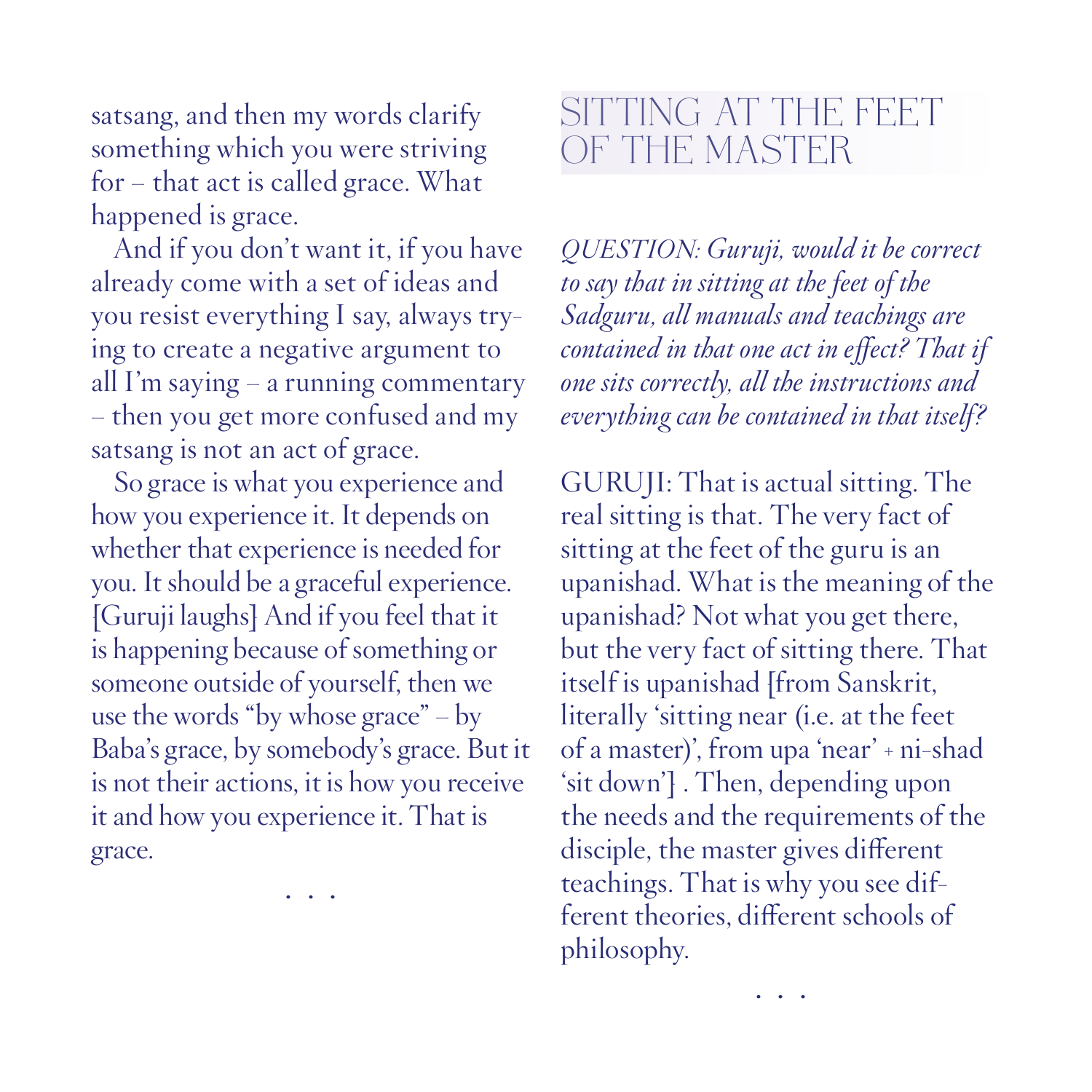satsang, and then my words clarify something which you were striving for – that act is called grace. What happened is grace.

And if you don't want it, if you have already come with a set of ideas and you resist everything I say, always trying to create a negative argument to all I'm saying – a running commentary – then you get more confused and my satsang is not an act of grace.

So grace is what you experience and how you experience it. It depends on whether that experience is needed for you. It should be a graceful experience. [Guruji laughs] And if you feel that it is happening because of something or someone outside of yourself, then we use the words "by whose grace" – by Baba's grace, by somebody's grace. But it is not their actions, it is how you receive it and how you experience it. That is grace.

. . .

## SITTING AT THE FEET OF THE MASTER

*QUESTION: Guruji, would it be correct to say that in sitting at the feet of the Sadguru, all manuals and teachings are contained in that one act in effect? That if one sits correctly, all the instructions and everything can be contained in that itself?*

GURUJI: That is actual sitting. The real sitting is that. The very fact of sitting at the feet of the guru is an upanishad. What is the meaning of the upanishad? Not what you get there, but the very fact of sitting there. That itself is upanishad [from Sanskrit, literally 'sitting near (i.e. at the feet of a master)', from upa 'near' + ni-shad 'sit down'] . Then, depending upon the needs and the requirements of the disciple, the master gives different teachings. That is why you see different theories, different schools of philosophy.

. . .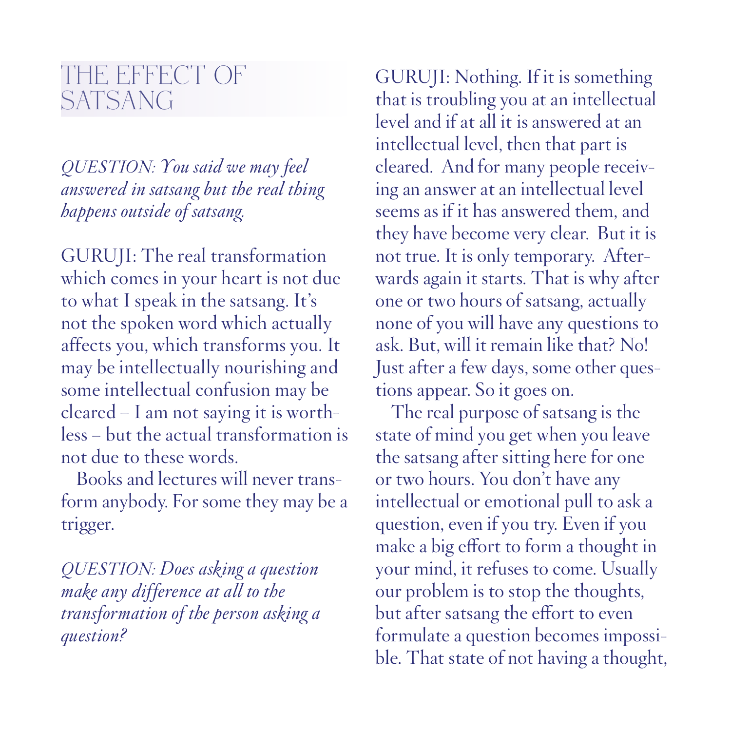# THE EFFECT OF SATSANG

*QUESTION: You said we may feel answered in satsang but the real thing happens outside of satsang.*

GURUJI: The real transformation which comes in your heart is not due to what I speak in the satsang. It's not the spoken word which actually affects you, which transforms you. It may be intellectually nourishing and some intellectual confusion may be cleared – I am not saying it is worthless – but the actual transformation is not due to these words.

Books and lectures will never transform anybody. For some they may be a trigger.

*QUESTION: Does asking a question make any difference at all to the transformation of the person asking a question?*

GURUJI: Nothing. If it is something that is troubling you at an intellectual level and if at all it is answered at an intellectual level, then that part is cleared. And for many people receiving an answer at an intellectual level seems as if it has answered them, and they have become very clear. But it is not true. It is only temporary. Afterwards again it starts. That is why after one or two hours of satsang, actually none of you will have any questions to ask. But, will it remain like that? No! Just after a few days, some other questions appear. So it goes on.

The real purpose of satsang is the state of mind you get when you leave the satsang after sitting here for one or two hours. You don't have any intellectual or emotional pull to ask a question, even if you try. Even if you make a big effort to form a thought in your mind, it refuses to come. Usually our problem is to stop the thoughts, but after satsang the effort to even formulate a question becomes impossible. That state of not having a thought,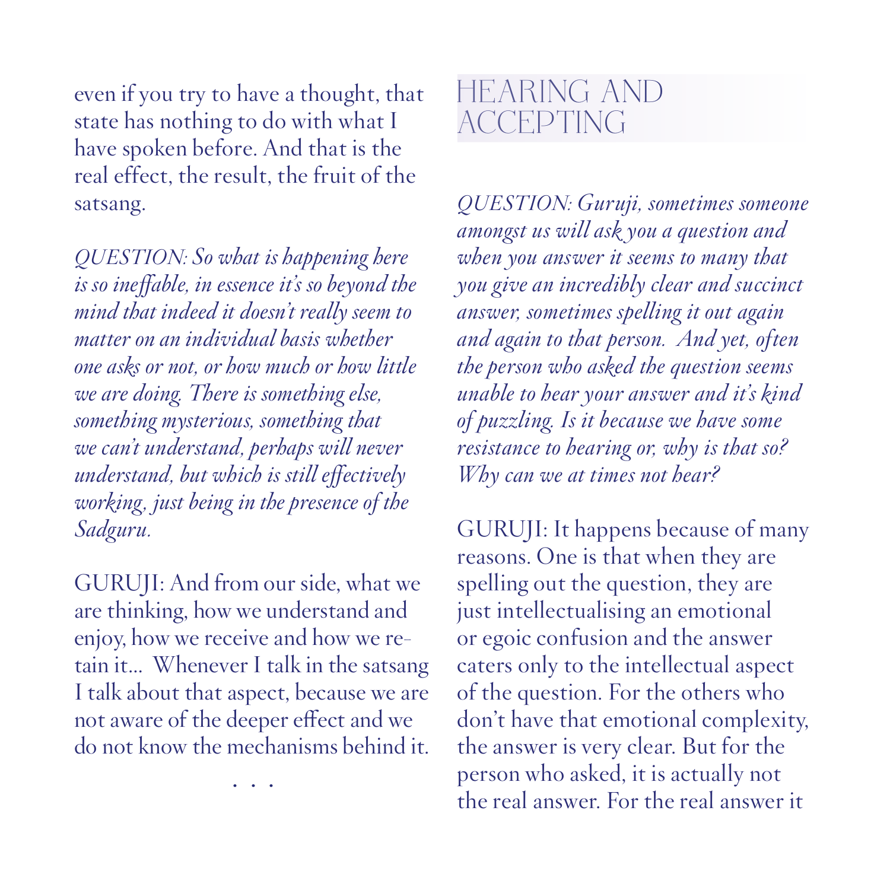even if you try to have a thought, that state has nothing to do with what I have spoken before. And that is the real effect, the result, the fruit of the satsang.

*QUESTION: So what is happening here is so ineffable, in essence it's so beyond the mind that indeed it doesn't really seem to matter on an individual basis whether one asks or not, or how much or how little we are doing. There is something else, something mysterious, something that we can't understand, perhaps will never understand, but which is still effectively working, just being in the presence of the Sadguru.*

GURUJI: And from our side, what we are thinking, how we understand and enjoy, how we receive and how we retain it... Whenever I talk in the satsang I talk about that aspect, because we are not aware of the deeper effect and we do not know the mechanisms behind it.

. . .

## HEARING AND ACCEPTING

*QUESTION: Guruji, sometimes someone amongst us will ask you a question and when you answer it seems to many that you give an incredibly clear and succinct answer, sometimes spelling it out again and again to that person. And yet, often the person who asked the question seems unable to hear your answer and it's kind of puzzling. Is it because we have some resistance to hearing or, why is that so? Why can we at times not hear?*

GURUJI: It happens because of many reasons. One is that when they are spelling out the question, they are just intellectualising an emotional or egoic confusion and the answer caters only to the intellectual aspect of the question. For the others who don't have that emotional complexity, the answer is very clear. But for the person who asked, it is actually not the real answer. For the real answer it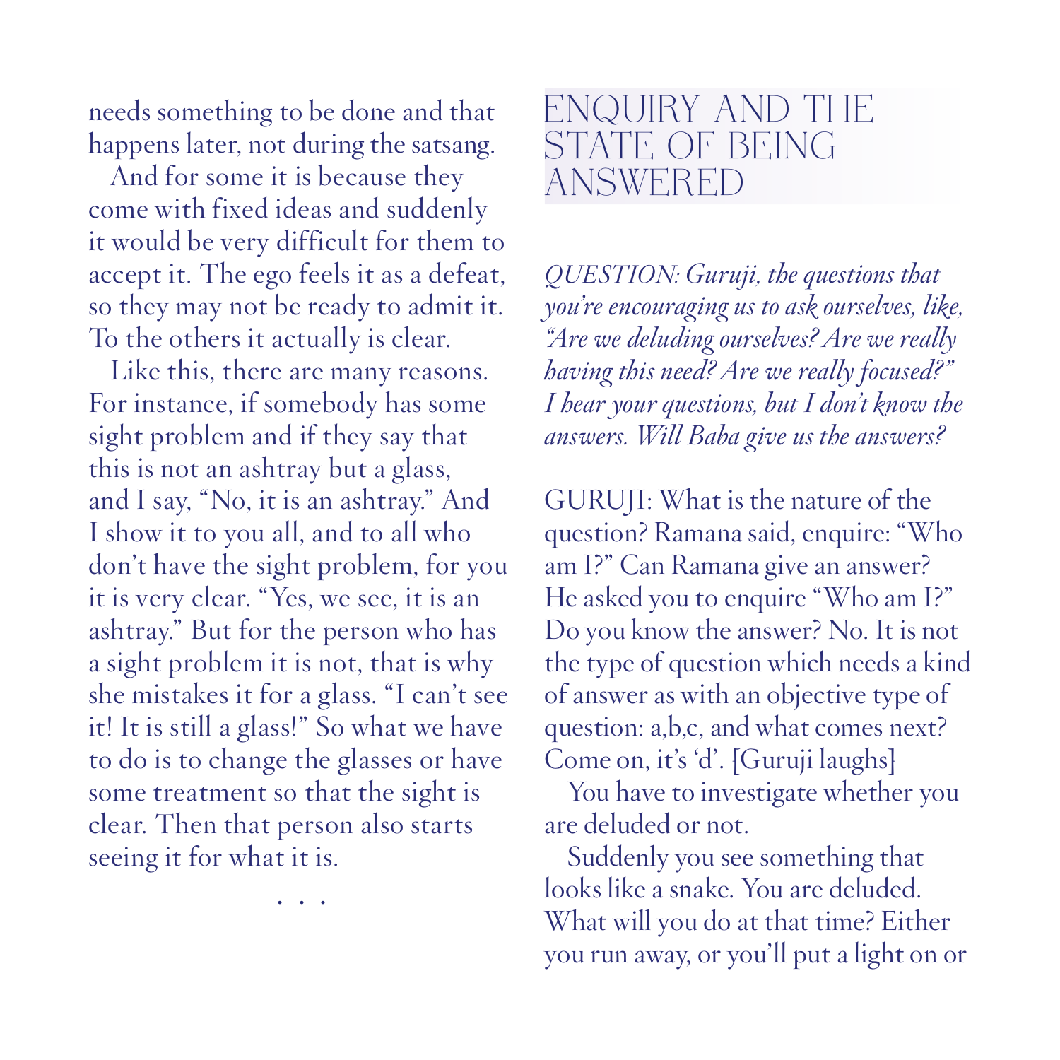needs something to be done and that happens later, not during the satsang.

And for some it is because they come with fixed ideas and suddenly it would be very difficult for them to accept it. The ego feels it as a defeat, so they may not be ready to admit it. To the others it actually is clear.

Like this, there are many reasons. For instance, if somebody has some sight problem and if they say that this is not an ashtray but a glass, and I say, "No, it is an ashtray." And I show it to you all, and to all who don't have the sight problem, for you it is very clear. "Yes, we see, it is an ashtray." But for the person who has a sight problem it is not, that is why she mistakes it for a glass. "I can't see it! It is still a glass!" So what we have to do is to change the glasses or have some treatment so that the sight is clear. Then that person also starts seeing it for what it is.

. . .

## ENQUIRY AND THE STATE OF BEING ANSWERED

*QUESTION: Guruji, the questions that you're encouraging us to ask ourselves, like, "Are we deluding ourselves? Are we really having this need? Are we really focused?" I hear your questions, but I don't know the answers. Will Baba give us the answers?*

GURUJI: What is the nature of the question? Ramana said, enquire: "Who am I?" Can Ramana give an answer? He asked you to enquire "Who am I?" Do you know the answer? No. It is not the type of question which needs a kind of answer as with an objective type of question: a,b,c, and what comes next? Come on, it's 'd'. [Guruji laughs]

You have to investigate whether you are deluded or not.

Suddenly you see something that looks like a snake. You are deluded. What will you do at that time? Either you run away, or you'll put a light on or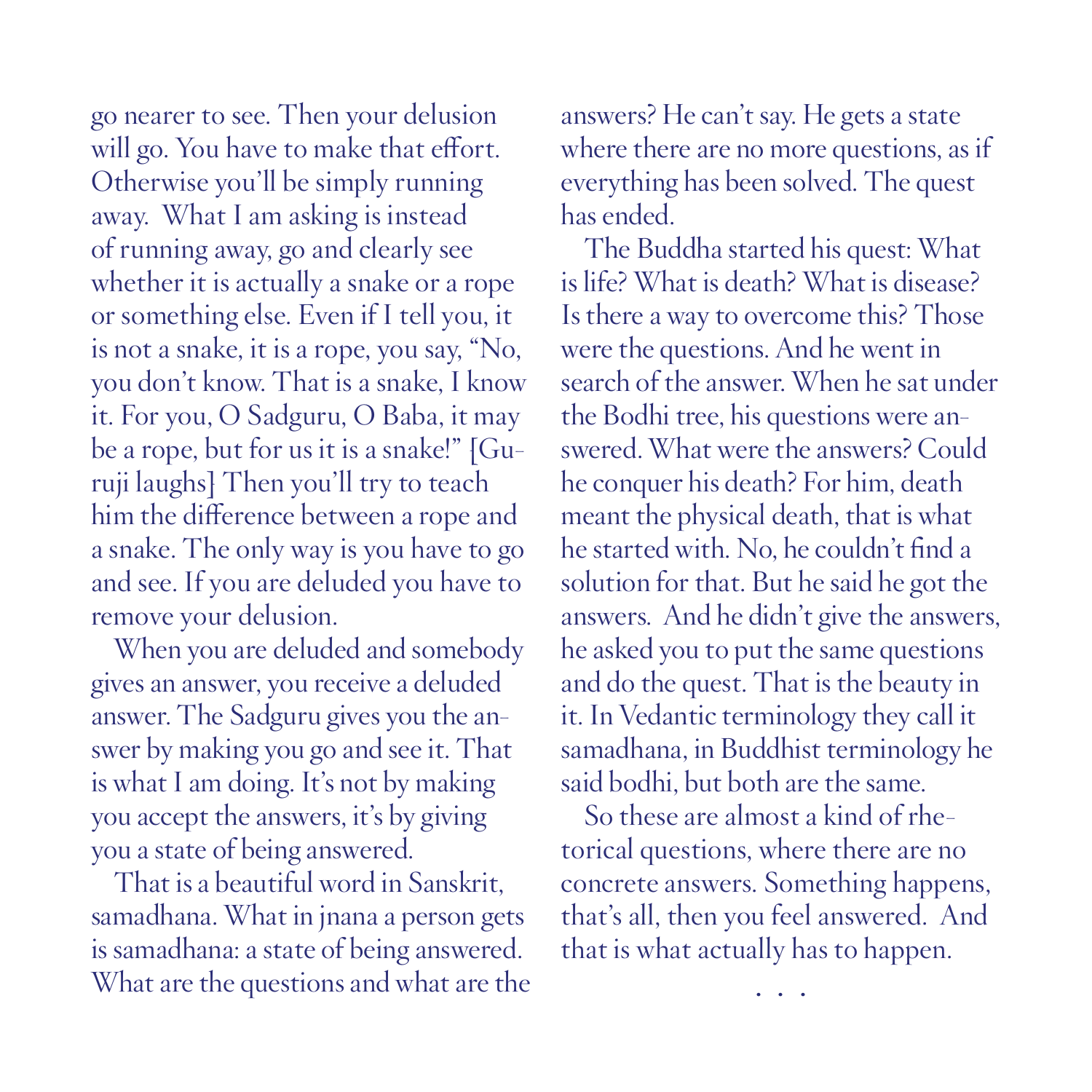go nearer to see. Then your delusion will go. You have to make that effort. Otherwise you'll be simply running away. What I am asking is instead of running away, go and clearly see whether it is actually a snake or a rope or something else. Even if I tell you, it is not a snake, it is a rope, you say, "No, you don't know. That is a snake, I know it. For you, O Sadguru, O Baba, it may be a rope, but for us it is a snake!" [Guruji laughs] Then you'll try to teach him the difference between a rope and a snake. The only way is you have to go and see. If you are deluded you have to remove your delusion.

When you are deluded and somebody gives an answer, you receive a deluded answer. The Sadguru gives you the answer by making you go and see it. That is what I am doing. It's not by making you accept the answers, it's by giving you a state of being answered.

That is a beautiful word in Sanskrit, samadhana. What in jnana a person gets is samadhana: a state of being answered. What are the questions and what are the answers? He can't say. He gets a state where there are no more questions, as if everything has been solved. The quest has ended.

The Buddha started his quest: What is life? What is death? What is disease? Is there a way to overcome this? Those were the questions. And he went in search of the answer. When he sat under the Bodhi tree, his questions were answered. What were the answers? Could he conquer his death? For him, death meant the physical death, that is what he started with. No, he couldn't find a solution for that. But he said he got the answers. And he didn't give the answers, he asked you to put the same questions and do the quest. That is the beauty in it. In Vedantic terminology they call it samadhana, in Buddhist terminology he said bodhi, but both are the same.

So these are almost a kind of rhetorical questions, where there are no concrete answers. Something happens, that's all, then you feel answered. And that is what actually has to happen.

. . .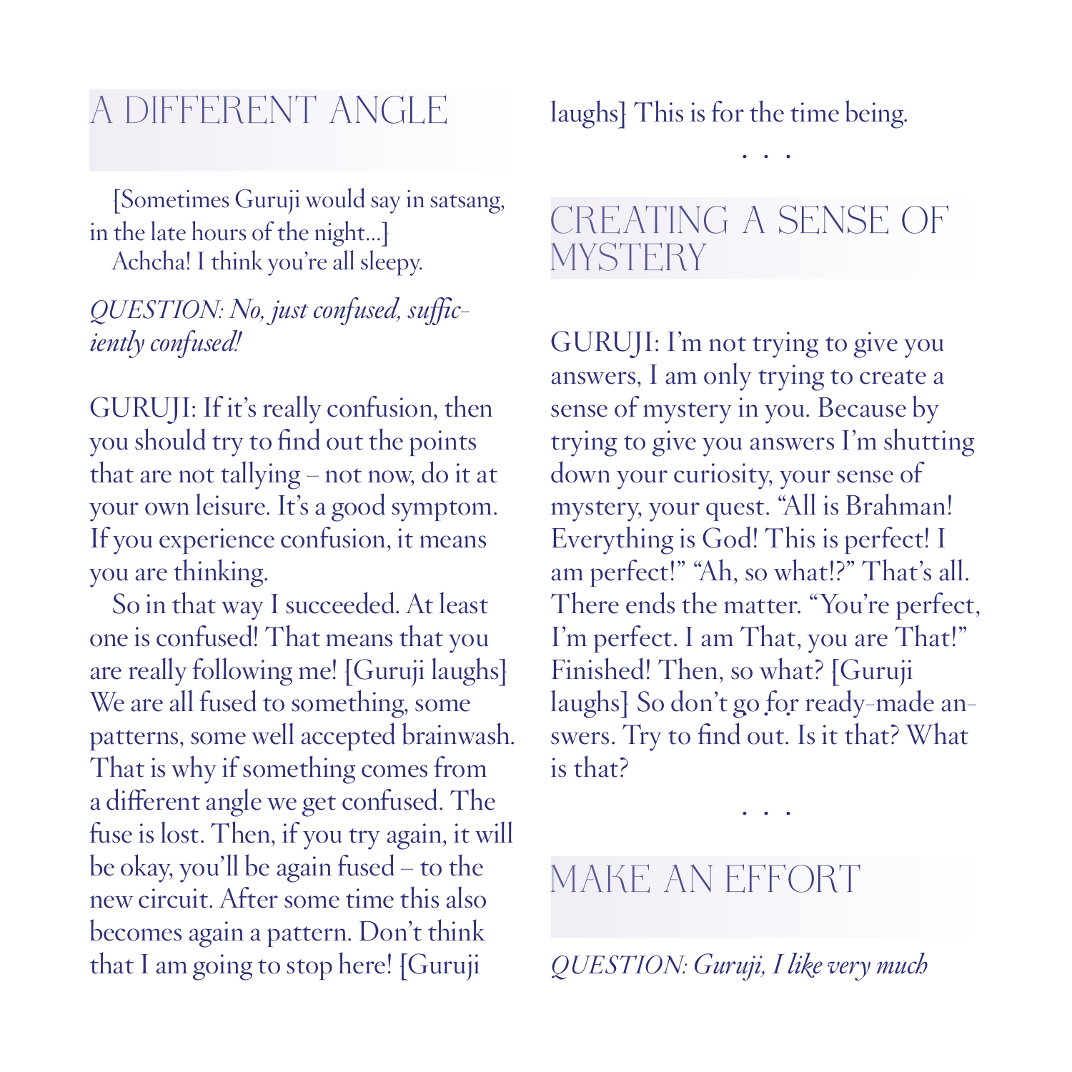## A DIFFERENT ANGLE

[Sometimes Guruji would say in satsang, in the late hours of the night...]

Achcha! I think you're all sleepy.

*QUESTION: No, just confused, sufficiently confused!*

GURUJI: If it's really confusion, then you should try to find out the points that are not tallying – not now, do it at your own leisure. It's a good symptom. If you experience confusion, it means you are thinking.

So in that way I succeeded. At least one is confused! That means that you are really following me! [Guruji laughs] We are all fused to something, some patterns, some well accepted brainwash. That is why if something comes from a different angle we get confused. The fuse is lost. Then, if you try again, it will be okay, you'll be again fused – to the new circuit. After some time this also becomes again a pattern. Don't think that I am going to stop here! [Guruji laughs] This is for the time being.

. . .

## CREATING A SENSE OF MYSTERY

GURUJI: I'm not trying to give you answers, I am only trying to create a sense of mystery in you. Because by trying to give you answers I'm shutting down your curiosity, your sense of mystery, your quest. "All is Brahman! Everything is God! This is perfect! I am perfect!" "Ah, so what!?" That's all. There ends the matter. "You're perfect, I'm perfect. I am That, you are That!" Finished! Then, so what? [Guruji laughs] So don't go for ready-made answers. Try to find out. Is it that? What is that?

. . .

## MAKE AN EFFORT

*QUESTION: Guruji, I like very much*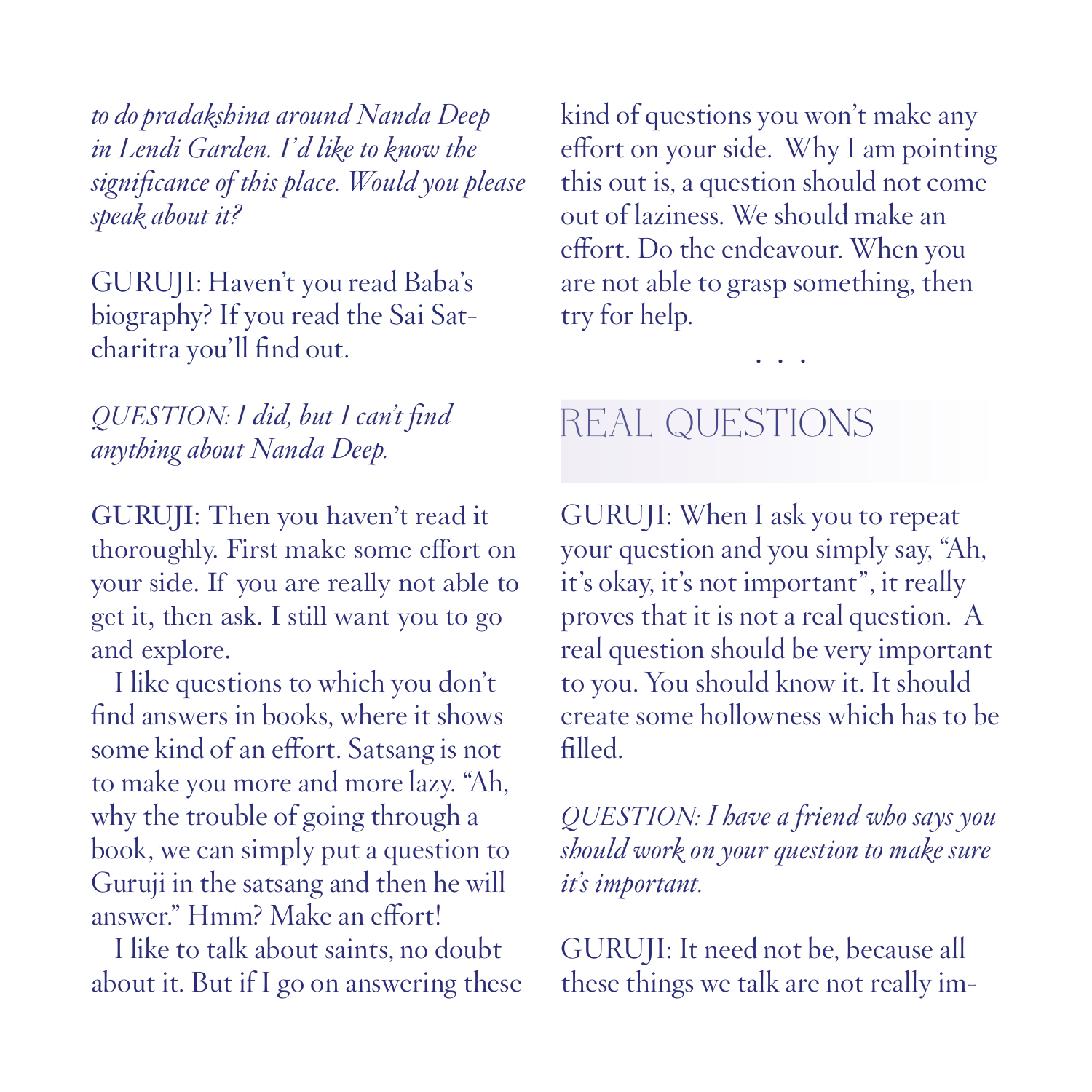*to do pradakshina around Nanda Deep in Lendi Garden. I'd like to know the significance of this place. Would you please speak about it?*

GURUJI: Haven't you read Baba's biography? If you read the Sai Satcharitra you'll find out.

*QUESTION: I did, but I can't find anything about Nanda Deep.*

GURUJI: Then you haven't read it thoroughly. First make some effort on your side. If you are really not able to get it, then ask. I still want you to go and explore.

I like questions to which you don't find answers in books, where it shows some kind of an effort. Satsang is not to make you more and more lazy. "Ah, why the trouble of going through a book, we can simply put a question to Guruji in the satsang and then he will answer." Hmm? Make an effort!

I like to talk about saints, no doubt about it. But if I go on answering these kind of questions you won't make any effort on your side. Why I am pointing this out is, a question should not come out of laziness. We should make an effort. Do the endeavour. When you are not able to grasp something, then try for help.

. . .

## REAL QUESTIONS

GURUJI: When I ask you to repeat your question and you simply say, "Ah, it's okay, it's not important", it really proves that it is not a real question. A real question should be very important to you. You should know it. It should create some hollowness which has to be filled.

*QUESTION: I have a friend who says you should work on your question to make sure it's important.*

GURUJI: It need not be, because all these things we talk are not really im-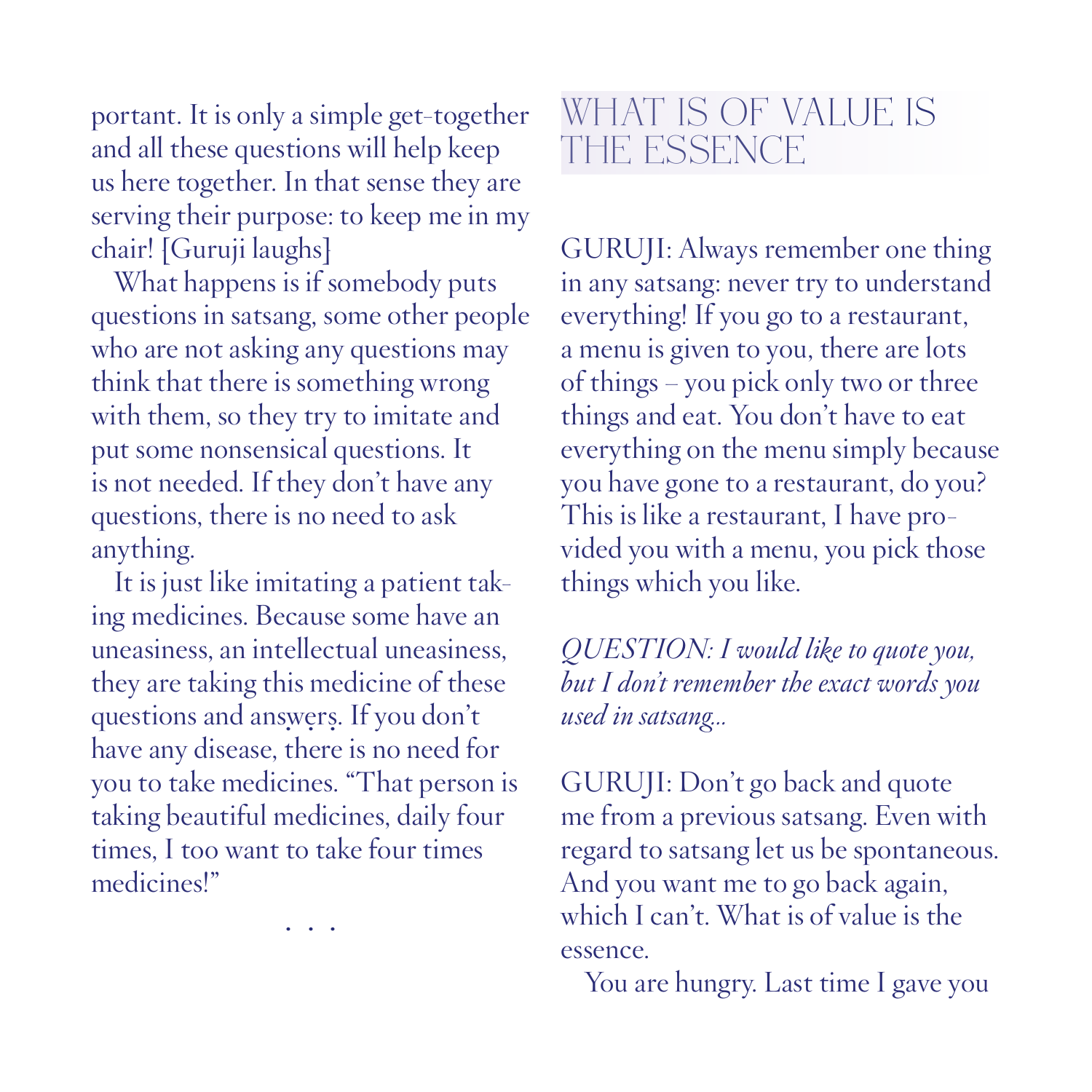portant. It is only a simple get-together and all these questions will help keep us here together. In that sense they are serving their purpose: to keep me in my chair! [Guruji laughs]

What happens is if somebody puts questions in satsang, some other people who are not asking any questions may think that there is something wrong with them, so they try to imitate and put some nonsensical questions. It is not needed. If they don't have any questions, there is no need to ask anything.

It is just like imitating a patient taking medicines. Because some have an uneasiness, an intellectual uneasiness, they are taking this medicine of these questions and answers. If you don't have any disease, there is no need for you to take medicines. "That person is taking beautiful medicines, daily four times, I too want to take four times medicines!"

. . .

## WHAT IS OF VALUE IS THE ESSENCE

GURUJI: Always remember one thing in any satsang: never try to understand everything! If you go to a restaurant, a menu is given to you, there are lots of things – you pick only two or three things and eat. You don't have to eat everything on the menu simply because you have gone to a restaurant, do you? This is like a restaurant, I have provided you with a menu, you pick those things which you like.

*QUESTION: I would like to quote you, but I don't remember the exact words you used in satsang...*

GURUJI: Don't go back and quote me from a previous satsang. Even with regard to satsang let us be spontaneous. And you want me to go back again, which I can't. What is of value is the essence.

You are hungry. Last time I gave you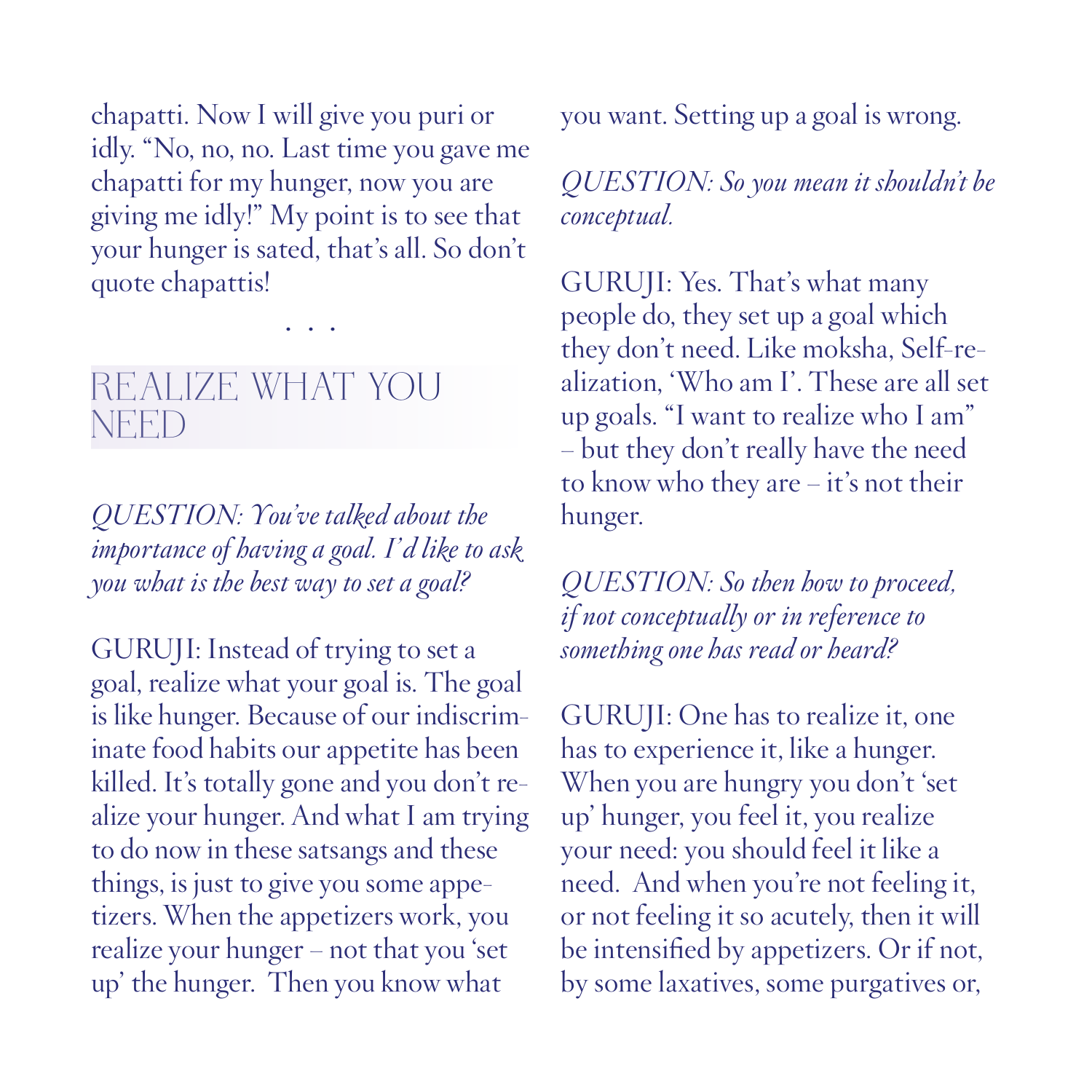chapatti. Now I will give you puri or idly. "No, no, no. Last time you gave me chapatti for my hunger, now you are giving me idly!" My point is to see that your hunger is sated, that's all. So don't quote chapattis!

. . .

## REALIZE WHAT YOU NEED

*QUESTION: You've talked about the importance of having a goal. I'd like to ask you what is the best way to set a goal?*

GURUJI: Instead of trying to set a goal, realize what your goal is. The goal is like hunger. Because of our indiscriminate food habits our appetite has been killed. It's totally gone and you don't realize your hunger. And what I am trying to do now in these satsangs and these things, is just to give you some appetizers. When the appetizers work, you realize your hunger – not that you 'set up' the hunger. Then you know what you want. Setting up a goal is wrong.

*QUESTION: So you mean it shouldn't be conceptual.*

GURUJI: Yes. That's what many people do, they set up a goal which they don't need. Like moksha, Self-realization, 'Who am I'. These are all set up goals. "I want to realize who I am" – but they don't really have the need to know who they are – it's not their hunger.

*QUESTION: So then how to proceed, if not conceptually or in reference to something one has read or heard?*

GURUJI: One has to realize it, one has to experience it, like a hunger. When you are hungry you don't 'set up' hunger, you feel it, you realize your need: you should feel it like a need. And when you're not feeling it, or not feeling it so acutely, then it will be intensified by appetizers. Or if not, by some laxatives, some purgatives or,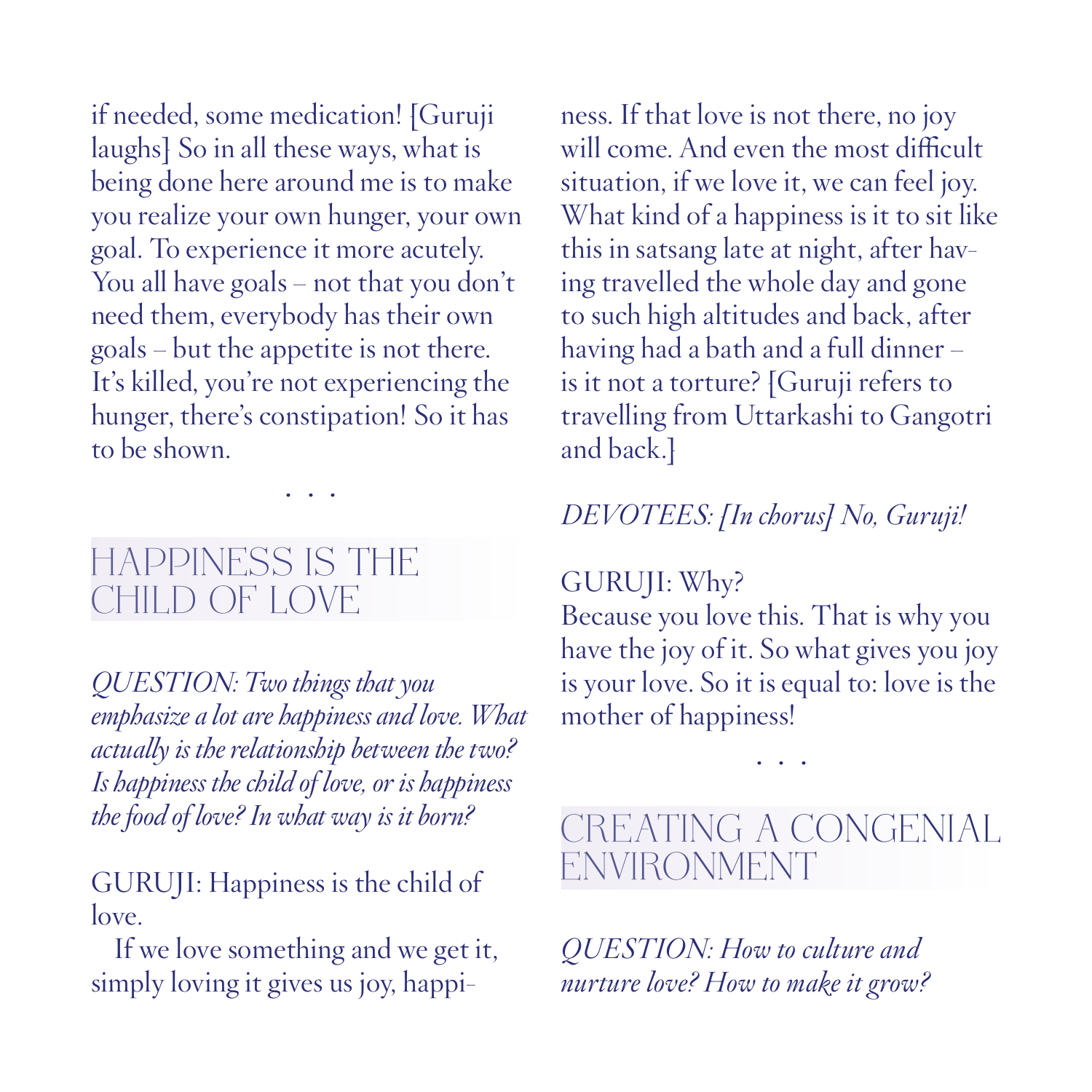if needed, some medication! [Guruji laughs] So in all these ways, what is being done here around me is to make you realize your own hunger, your own goal. To experience it more acutely. You all have goals – not that you don't need them, everybody has their own goals – but the appetite is not there. It's killed, you're not experiencing the hunger, there's constipation! So it has to be shown.

. . .

## HAPPINESS IS THE CHILD OF LOVE

*QUESTION: Two things that you emphasize a lot are happiness and love. What actually is the relationship between the two? Is happiness the child of love, or is happiness the food of love? In what way is it born?*

GURUJI: Happiness is the child of love.

If we love something and we get it, simply loving it gives us joy, happiness. If that love is not there, no joy will come. And even the most difficult situation, if we love it, we can feel joy. What kind of a happiness is it to sit like this in satsang late at night, after having travelled the whole day and gone to such high altitudes and back, after having had a bath and a full dinner – is it not a torture? [Guruji refers to travelling from Uttarkashi to Gangotri and back.]

*DEVOTEES: [In chorus] No, Guruji!*

GURUJI: Why?
Because you love this. That is why you have the joy of it. So what gives you joy is your love. So it is equal to: love is the mother of happiness!

. . .

## CREATING A CONGENIAL ENVIRONMENT

*QUESTION: How to culture and nurture love? How to make it grow?*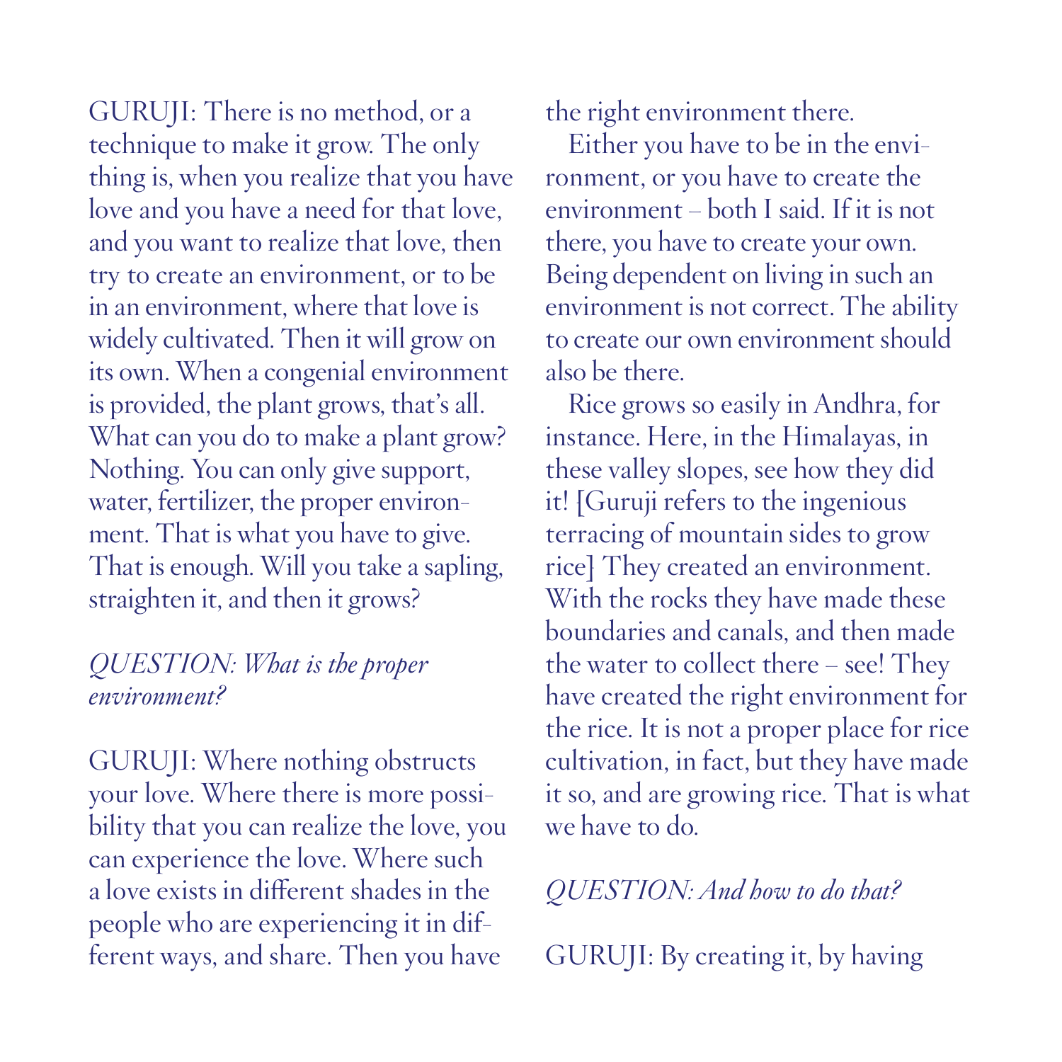GURUJI: There is no method, or a technique to make it grow. The only thing is, when you realize that you have love and you have a need for that love, and you want to realize that love, then try to create an environment, or to be in an environment, where that love is widely cultivated. Then it will grow on its own. When a congenial environment is provided, the plant grows, that's all. What can you do to make a plant grow? Nothing. You can only give support, water, fertilizer, the proper environment. That is what you have to give. That is enough. Will you take a sapling, straighten it, and then it grows?

*QUESTION: What is the proper environment?*

GURUJI: Where nothing obstructs your love. Where there is more possibility that you can realize the love, you can experience the love. Where such a love exists in different shades in the people who are experiencing it in different ways, and share. Then you have the right environment there.

Either you have to be in the environment, or you have to create the environment – both I said. If it is not there, you have to create your own. Being dependent on living in such an environment is not correct. The ability to create our own environment should also be there.

Rice grows so easily in Andhra, for instance. Here, in the Himalayas, in these valley slopes, see how they did it! [Guruji refers to the ingenious terracing of mountain sides to grow rice] They created an environment. With the rocks they have made these boundaries and canals, and then made the water to collect there – see! They have created the right environment for the rice. It is not a proper place for rice cultivation, in fact, but they have made it so, and are growing rice. That is what we have to do.

*QUESTION: And how to do that?*

GURUJI: By creating it, by having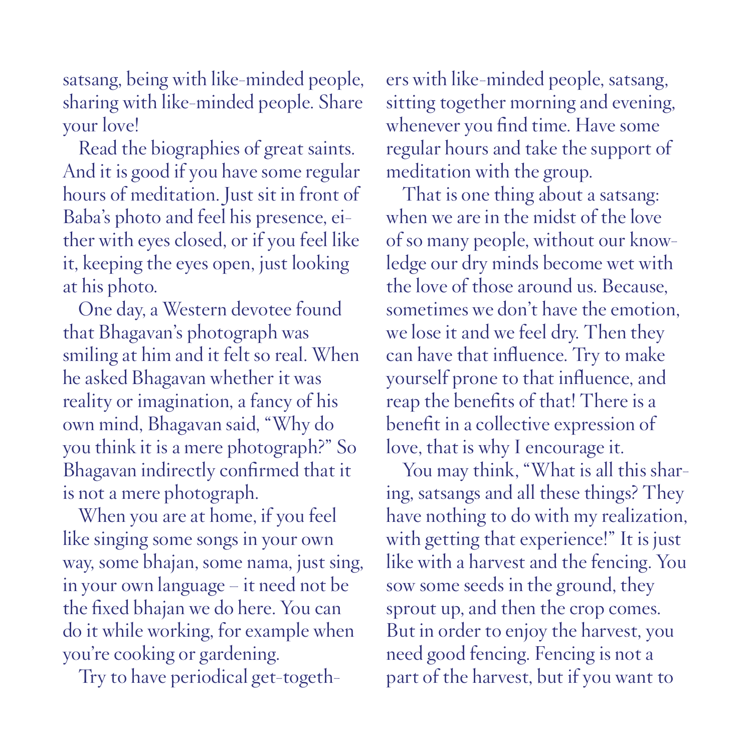satsang, being with like-minded people, sharing with like-minded people. Share your love!

Read the biographies of great saints. And it is good if you have some regular hours of meditation. Just sit in front of Baba's photo and feel his presence, either with eyes closed, or if you feel like it, keeping the eyes open, just looking at his photo.

One day, a Western devotee found that Bhagavan's photograph was smiling at him and it felt so real. When he asked Bhagavan whether it was reality or imagination, a fancy of his own mind, Bhagavan said, "Why do you think it is a mere photograph?" So Bhagavan indirectly confirmed that it is not a mere photograph.

When you are at home, if you feel like singing some songs in your own way, some bhajan, some nama, just sing, in your own language – it need not be the fixed bhajan we do here. You can do it while working, for example when you're cooking or gardening.

Try to have periodical get-togethers with like-minded people, satsang, sitting together morning and evening, whenever you find time. Have some regular hours and take the support of meditation with the group.

That is one thing about a satsang: when we are in the midst of the love of so many people, without our knowledge our dry minds become wet with the love of those around us. Because, sometimes we don't have the emotion, we lose it and we feel dry. Then they can have that influence. Try to make yourself prone to that influence, and reap the benefits of that! There is a benefit in a collective expression of love, that is why I encourage it.

You may think, "What is all this sharing, satsangs and all these things? They have nothing to do with my realization, with getting that experience!" It is just like with a harvest and the fencing. You sow some seeds in the ground, they sprout up, and then the crop comes. But in order to enjoy the harvest, you need good fencing. Fencing is not a part of the harvest, but if you want to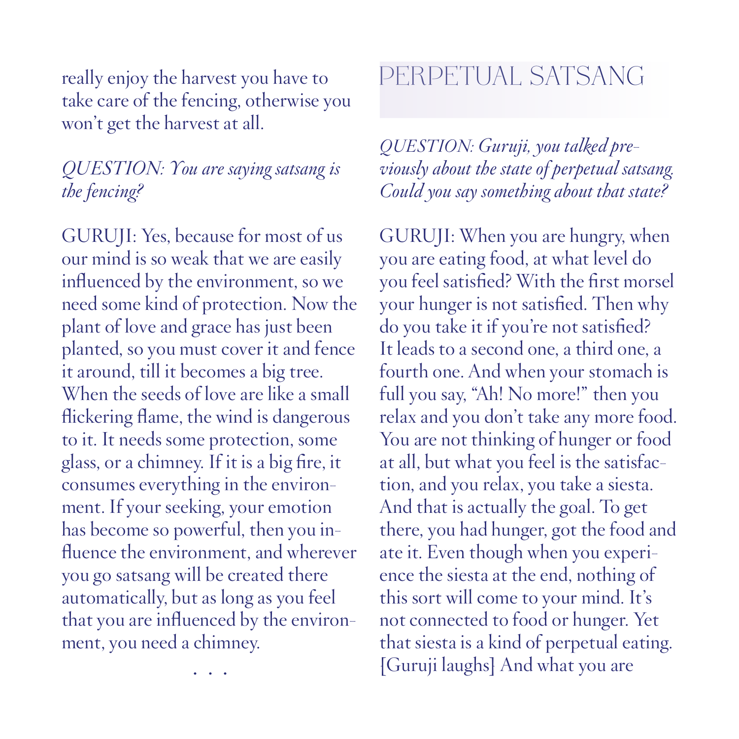really enjoy the harvest you have to take care of the fencing, otherwise you won't get the harvest at all.

*QUESTION: You are saying satsang is the fencing?*

GURUJI: Yes, because for most of us our mind is so weak that we are easily influenced by the environment, so we need some kind of protection. Now the plant of love and grace has just been planted, so you must cover it and fence it around, till it becomes a big tree. When the seeds of love are like a small flickering flame, the wind is dangerous to it. It needs some protection, some glass, or a chimney. If it is a big fire, it consumes everything in the environment. If your seeking, your emotion has become so powerful, then you influence the environment, and wherever you go satsang will be created there automatically, but as long as you feel that you are influenced by the environment, you need a chimney.

. . .

## PERPETUAL SATSANG

*QUESTION: Guruji, you talked previously about the state of perpetual satsang. Could you say something about that state?*

GURUJI: When you are hungry, when you are eating food, at what level do you feel satisfied? With the first morsel your hunger is not satisfied. Then why do you take it if you're not satisfied? It leads to a second one, a third one, a fourth one. And when your stomach is full you say, "Ah! No more!" then you relax and you don't take any more food. You are not thinking of hunger or food at all, but what you feel is the satisfaction, and you relax, you take a siesta. And that is actually the goal. To get there, you had hunger, got the food and ate it. Even though when you experience the siesta at the end, nothing of this sort will come to your mind. It's not connected to food or hunger. Yet that siesta is a kind of perpetual eating. [Guruji laughs] And what you are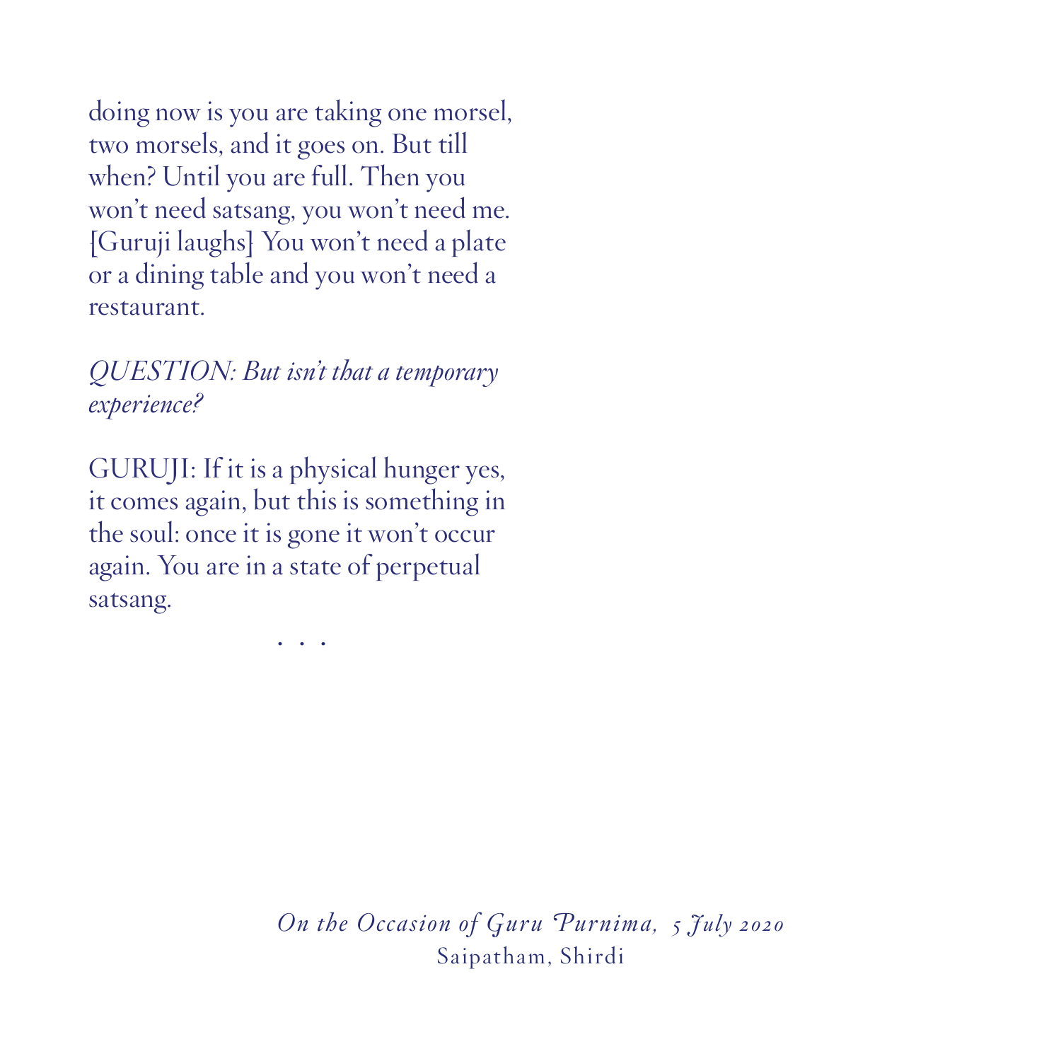doing now is you are taking one morsel, two morsels, and it goes on. But till when? Until you are full. Then you won't need satsang, you won't need me. [Guruji laughs] You won't need a plate or a dining table and you won't need a restaurant.

*QUESTION: But isn't that a temporary experience?*

GURUJI: If it is a physical hunger yes, it comes again, but this is something in the soul: once it is gone it won't occur again. You are in a state of perpetual satsang.

. . .

*On the Occasion of Guru Purnima, 5 July 2020*
Saipatham, Shirdi